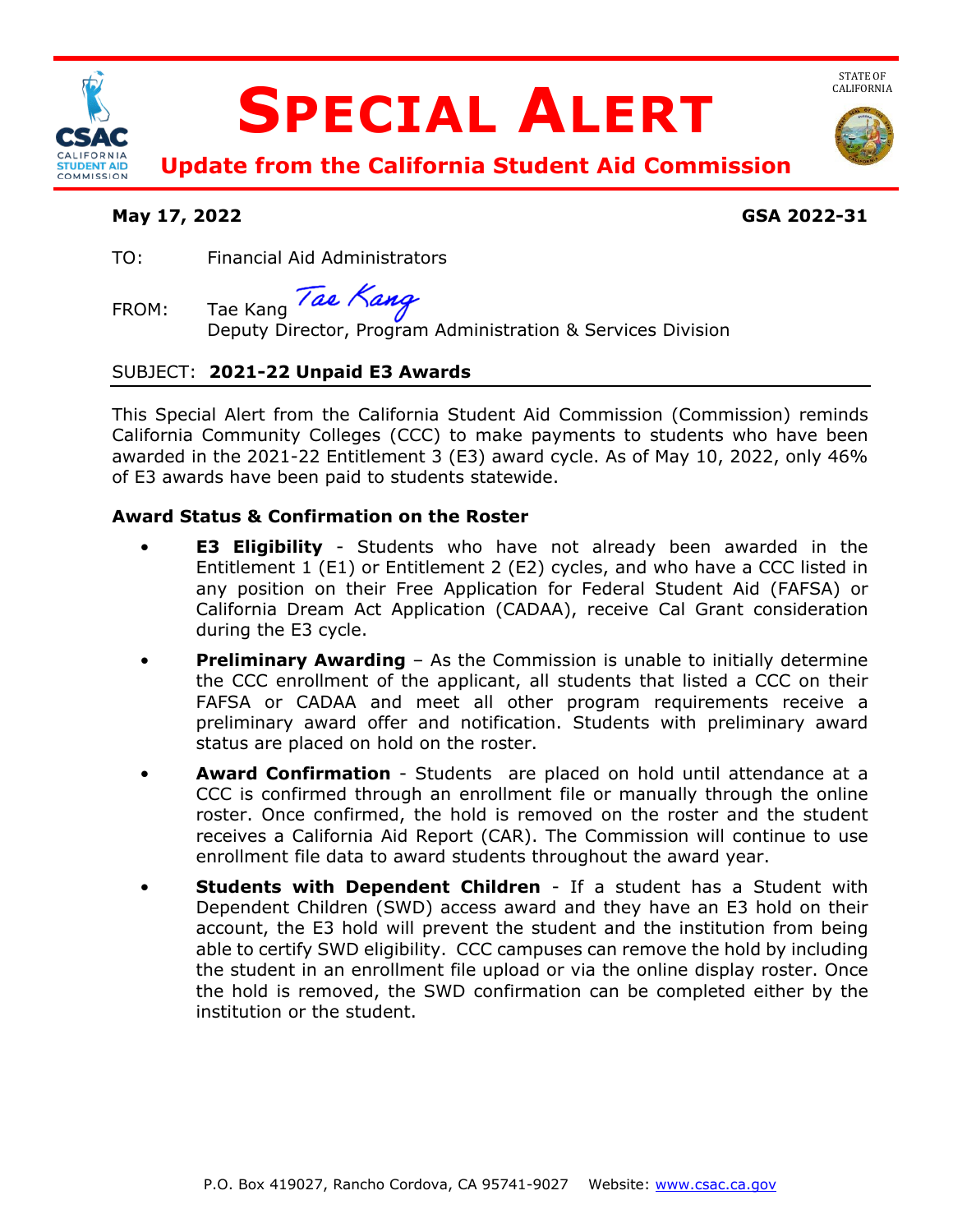# SPECIAL ALERT

**Update from the California Student Aid Commission**

STATE OF CALIFORNIA

**May 17, 2022** **GSA 2022-31**

TO: Financial Aid Administrators

FROM: Tae Kang
Deputy Director, Program Administration & Services Division

SUBJECT: **2021-22 Unpaid E3 Awards**

This Special Alert from the California Student Aid Commission (Commission) reminds California Community Colleges (CCC) to make payments to students who have been awarded in the 2021-22 Entitlement 3 (E3) award cycle. As of May 10, 2022, only 46% of E3 awards have been paid to students statewide.

**Award Status & Confirmation on the Roster**

- **E3 Eligibility** - Students who have not already been awarded in the Entitlement 1 (E1) or Entitlement 2 (E2) cycles, and who have a CCC listed in any position on their Free Application for Federal Student Aid (FAFSA) or California Dream Act Application (CADAA), receive Cal Grant consideration during the E3 cycle.
- **Preliminary Awarding** – As the Commission is unable to initially determine the CCC enrollment of the applicant, all students that listed a CCC on their FAFSA or CADAA and meet all other program requirements receive a preliminary award offer and notification. Students with preliminary award status are placed on hold on the roster.
- **Award Confirmation** - Students are placed on hold until attendance at a CCC is confirmed through an enrollment file or manually through the online roster. Once confirmed, the hold is removed on the roster and the student receives a California Aid Report (CAR). The Commission will continue to use enrollment file data to award students throughout the award year.
- **Students with Dependent Children** - If a student has a Student with Dependent Children (SWD) access award and they have an E3 hold on their account, the E3 hold will prevent the student and the institution from being able to certify SWD eligibility. CCC campuses can remove the hold by including the student in an enrollment file upload or via the online display roster. Once the hold is removed, the SWD confirmation can be completed either by the institution or the student.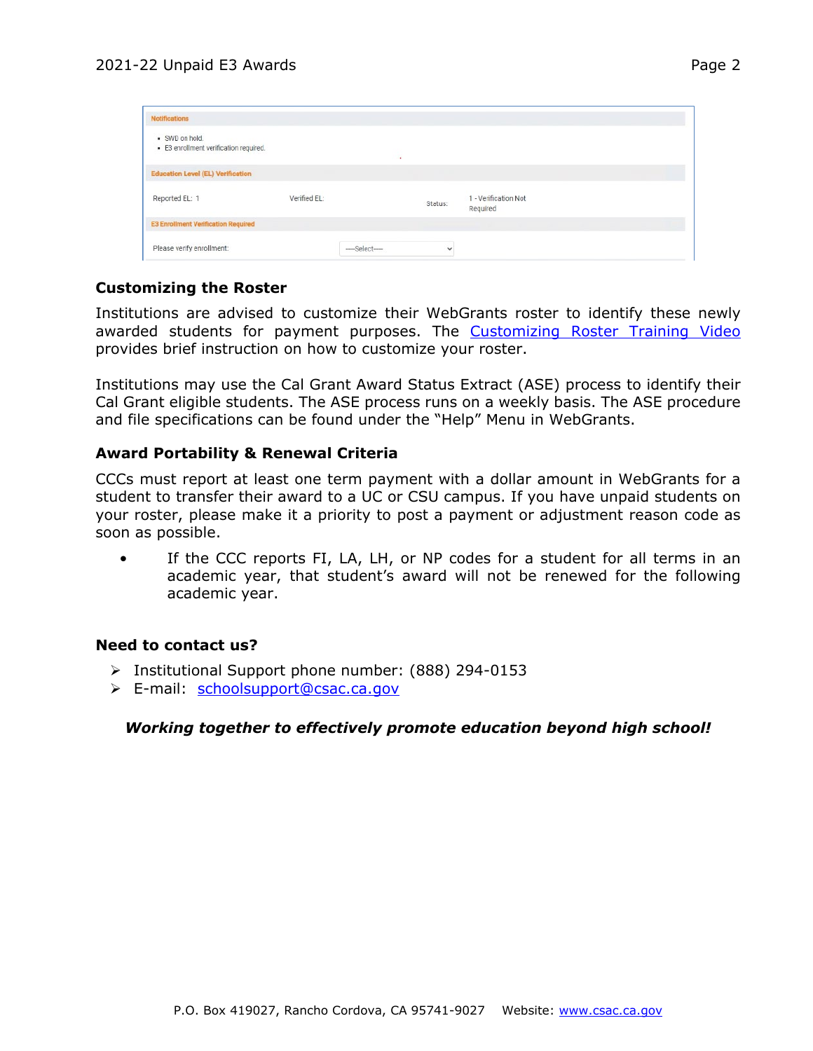Notifications

- SWD on hold.
- E3 enrollment verification required.

Education Level (EL) Verification

Reported EL: 1 Verified EL: Status: 1 - Verification Not Required

E3 Enrollment Verification Required

Please verify enrollment: ----Select----

### Customizing the Roster

Institutions are advised to customize their WebGrants roster to identify these newly awarded students for payment purposes. The Customizing Roster Training Video provides brief instruction on how to customize your roster.

Institutions may use the Cal Grant Award Status Extract (ASE) process to identify their Cal Grant eligible students. The ASE process runs on a weekly basis. The ASE procedure and file specifications can be found under the "Help" Menu in WebGrants.

### Award Portability & Renewal Criteria

CCCs must report at least one term payment with a dollar amount in WebGrants for a student to transfer their award to a UC or CSU campus. If you have unpaid students on your roster, please make it a priority to post a payment or adjustment reason code as soon as possible.

- If the CCC reports FI, LA, LH, or NP codes for a student for all terms in an academic year, that student's award will not be renewed for the following academic year.

### Need to contact us?

- Institutional Support phone number: (888) 294-0153
- E-mail: schoolsupport@csac.ca.gov

***Working together to effectively promote education beyond high school!***

P.O. Box 419027, Rancho Cordova, CA 95741-9027 Website: www.csac.ca.gov